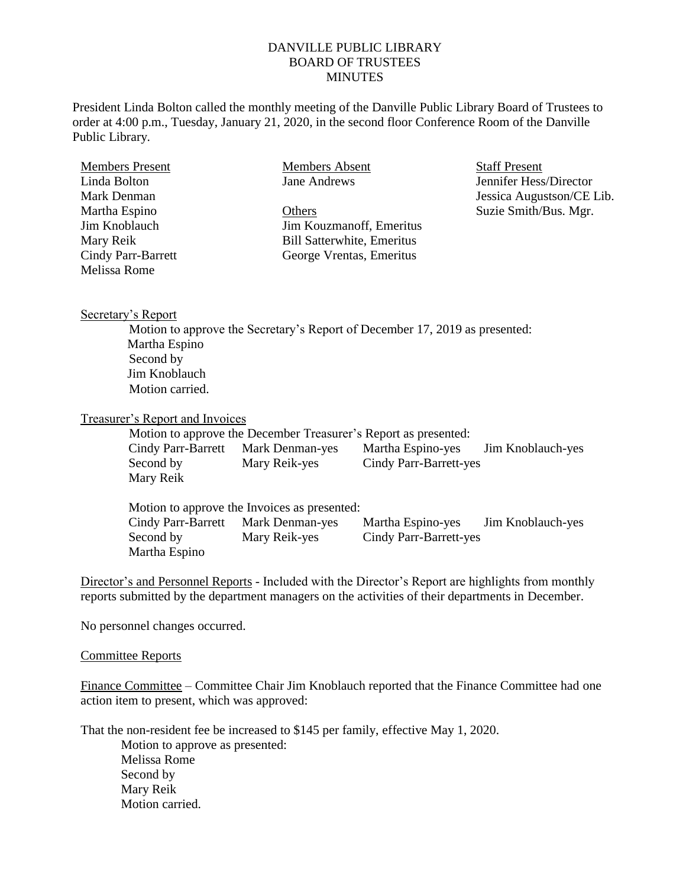# DANVILLE PUBLIC LIBRARY
# BOARD OF TRUSTEES
# MINUTES

President Linda Bolton called the monthly meeting of the Danville Public Library Board of Trustees to order at 4:00 p.m., Tuesday, January 21, 2020, in the second floor Conference Room of the Danville Public Library.

| Members Present | Members Absent | Staff Present |
|---|---|---|
| Linda Bolton | Jane Andrews | Jennifer Hess/Director |
| Mark Denman | | Jessica Augustson/CE Lib. |
| Martha Espino | Others | Suzie Smith/Bus. Mgr. |
| Jim Knoblauch | Jim Kouzmanoff, Emeritus | |
| Mary Reik | Bill Satterwhite, Emeritus | |
| Cindy Parr-Barrett | George Vrentas, Emeritus | |
| Melissa Rome | | |

Secretary's Report

Motion to approve the Secretary's Report of December 17, 2019 as presented:
Martha Espino
Second by
Jim Knoblauch
Motion carried.

Treasurer's Report and Invoices

Motion to approve the December Treasurer's Report as presented:

| | | | |
|---|---|---|---|
| Cindy Parr-Barrett | Mark Denman-yes | Martha Espino-yes | Jim Knoblauch-yes |
| Second by | Mary Reik-yes | Cindy Parr-Barrett-yes | |
| Mary Reik | | | |

Motion to approve the Invoices as presented:

| | | | |
|---|---|---|---|
| Cindy Parr-Barrett | Mark Denman-yes | Martha Espino-yes | Jim Knoblauch-yes |
| Second by | Mary Reik-yes | Cindy Parr-Barrett-yes | |
| Martha Espino | | | |

Director's and Personnel Reports - Included with the Director's Report are highlights from monthly reports submitted by the department managers on the activities of their departments in December.

No personnel changes occurred.

Committee Reports

Finance Committee – Committee Chair Jim Knoblauch reported that the Finance Committee had one action item to present, which was approved:

That the non-resident fee be increased to $145 per family, effective May 1, 2020.

Motion to approve as presented:
Melissa Rome
Second by
Mary Reik
Motion carried.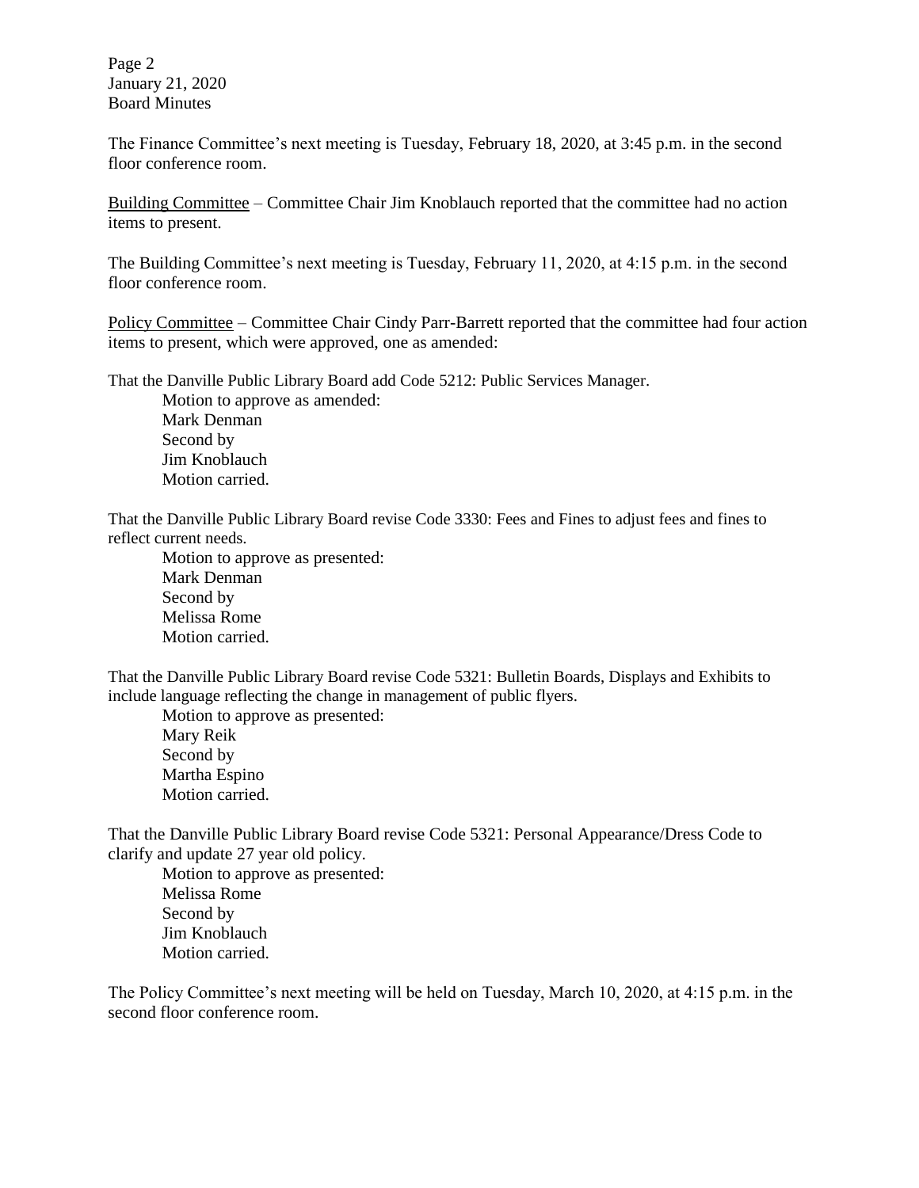The Finance Committee's next meeting is Tuesday, February 18, 2020, at 3:45 p.m. in the second floor conference room.

<u>Building Committee</u> – Committee Chair Jim Knoblauch reported that the committee had no action items to present.

The Building Committee's next meeting is Tuesday, February 11, 2020, at 4:15 p.m. in the second floor conference room.

<u>Policy Committee</u> – Committee Chair Cindy Parr-Barrett reported that the committee had four action items to present, which were approved, one as amended:

That the Danville Public Library Board add Code 5212: Public Services Manager.

> Motion to approve as amended:
> Mark Denman
> Second by
> Jim Knoblauch
> Motion carried.

That the Danville Public Library Board revise Code 3330: Fees and Fines to adjust fees and fines to reflect current needs.

> Motion to approve as presented:
> Mark Denman
> Second by
> Melissa Rome
> Motion carried.

That the Danville Public Library Board revise Code 5321: Bulletin Boards, Displays and Exhibits to include language reflecting the change in management of public flyers.

> Motion to approve as presented:
> Mary Reik
> Second by
> Martha Espino
> Motion carried.

That the Danville Public Library Board revise Code 5321: Personal Appearance/Dress Code to clarify and update 27 year old policy.

> Motion to approve as presented:
> Melissa Rome
> Second by
> Jim Knoblauch
> Motion carried.

The Policy Committee's next meeting will be held on Tuesday, March 10, 2020, at 4:15 p.m. in the second floor conference room.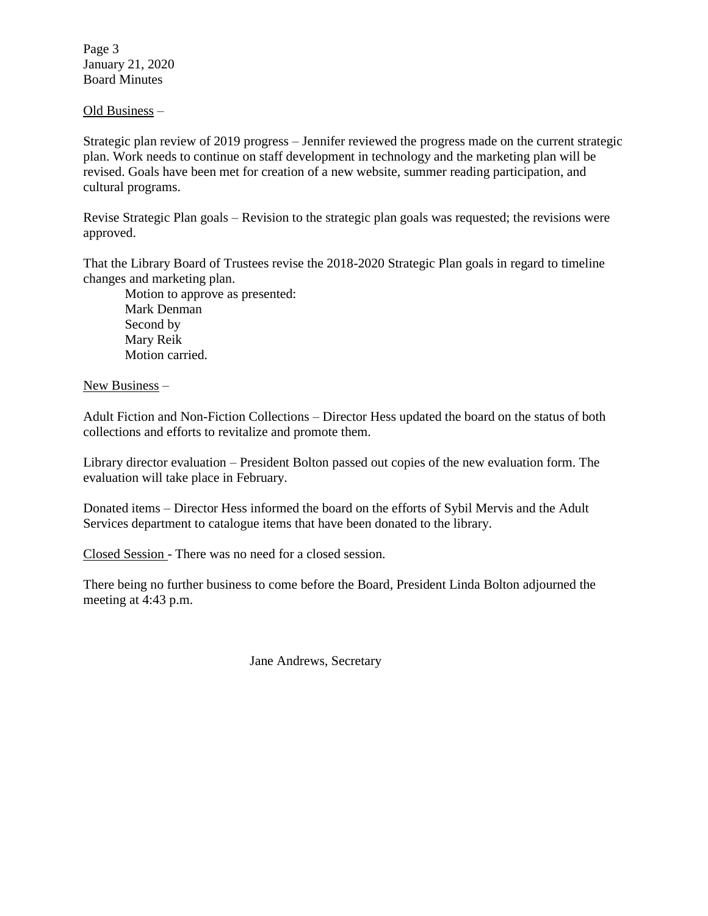Old Business –

Strategic plan review of 2019 progress – Jennifer reviewed the progress made on the current strategic plan. Work needs to continue on staff development in technology and the marketing plan will be revised. Goals have been met for creation of a new website, summer reading participation, and cultural programs.

Revise Strategic Plan goals – Revision to the strategic plan goals was requested; the revisions were approved.

That the Library Board of Trustees revise the 2018-2020 Strategic Plan goals in regard to timeline changes and marketing plan.

> Motion to approve as presented:
> Mark Denman
> Second by
> Mary Reik
> Motion carried.

New Business –

Adult Fiction and Non-Fiction Collections – Director Hess updated the board on the status of both collections and efforts to revitalize and promote them.

Library director evaluation – President Bolton passed out copies of the new evaluation form. The evaluation will take place in February.

Donated items – Director Hess informed the board on the efforts of Sybil Mervis and the Adult Services department to catalogue items that have been donated to the library.

Closed Session - There was no need for a closed session.

There being no further business to come before the Board, President Linda Bolton adjourned the meeting at 4:43 p.m.

Jane Andrews, Secretary